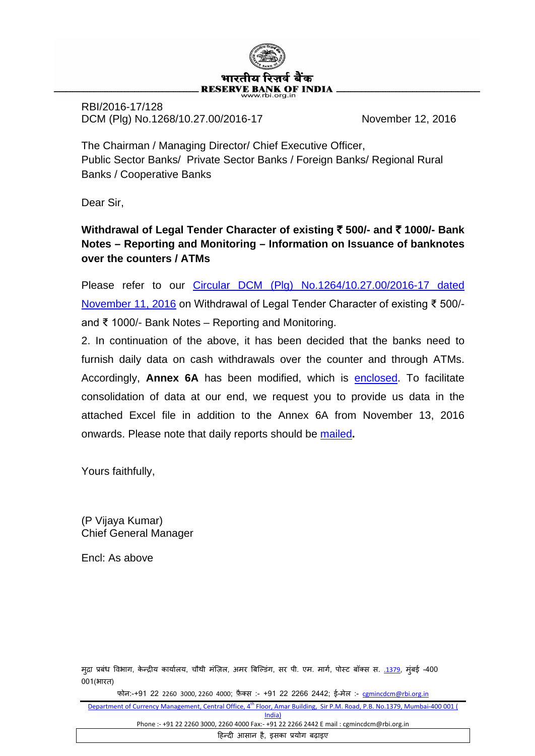भारतीय रिज़र्व बैंक
RESERVE BANK OF INDIA
www.rbi.org.in

RBI/2016-17/128
DCM (Plg) No.1268/10.27.00/2016-17 November 12, 2016

The Chairman / Managing Director/ Chief Executive Officer,
Public Sector Banks/ Private Sector Banks / Foreign Banks/ Regional Rural Banks / Cooperative Banks

Dear Sir,

**Withdrawal of Legal Tender Character of existing ₹ 500/- and ₹ 1000/- Bank Notes – Reporting and Monitoring – Information on Issuance of banknotes over the counters / ATMs**

Please refer to our Circular DCM (Plg) No.1264/10.27.00/2016-17 dated November 11, 2016 on Withdrawal of Legal Tender Character of existing ₹ 500/- and ₹ 1000/- Bank Notes – Reporting and Monitoring.

2. In continuation of the above, it has been decided that the banks need to furnish daily data on cash withdrawals over the counter and through ATMs. Accordingly, **Annex 6A** has been modified, which is enclosed. To facilitate consolidation of data at our end, we request you to provide us data in the attached Excel file in addition to the Annex 6A from November 13, 2016 onwards. Please note that daily reports should be mailed**.**

Yours faithfully,

(P Vijaya Kumar)
Chief General Manager

Encl: As above

मुद्रा प्रबंध विभाग, केन्द्रीय कार्यालय, चौथी मंज़िल, अमर बिल्डिंग, सर पी. एम. मार्ग, पोस्ट बॉक्स स. .1379, मुंबई -400 001(भारत)
फोन:-+91 22 2260 3000, 2260 4000; फ़ैक्स :- +91 22 2266 2442; ई-मेल :- cgmincdcm@rbi.org.in

Department of Currency Management, Central Office, 4th Floor, Amar Building, Sir P.M. Road, P.B. No.1379, Mumbai-400 001 ( India)
Phone :- +91 22 2260 3000, 2260 4000 Fax:- +91 22 2266 2442 E mail : cgmincdcm@rbi.org.in

हिन्दी आसान है, इसका प्रयोग बढ़ाइए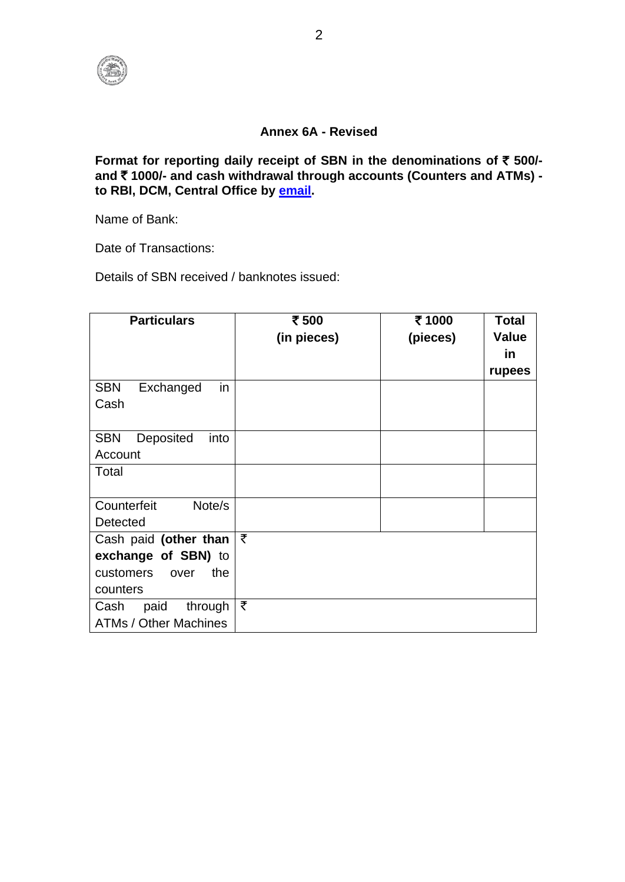### Annex 6A - Revised

**Format for reporting daily receipt of SBN in the denominations of ₹ 500/- and ₹ 1000/- and cash withdrawal through accounts (Counters and ATMs) - to RBI, DCM, Central Office by email.**

Name of Bank:

Date of Transactions:

Details of SBN received / banknotes issued:

| Particulars | ₹ 500 (in pieces) | ₹ 1000 (pieces) | Total Value in rupees |
|---|---|---|---|
| SBN Exchanged in Cash | | | |
| SBN Deposited into Account | | | |
| Total | | | |
| Counterfeit Note/s Detected | | | |
| Cash paid **(other than exchange of SBN)** to customers over the counters | ₹ | | |
| Cash paid through ATMs / Other Machines | ₹ | | |